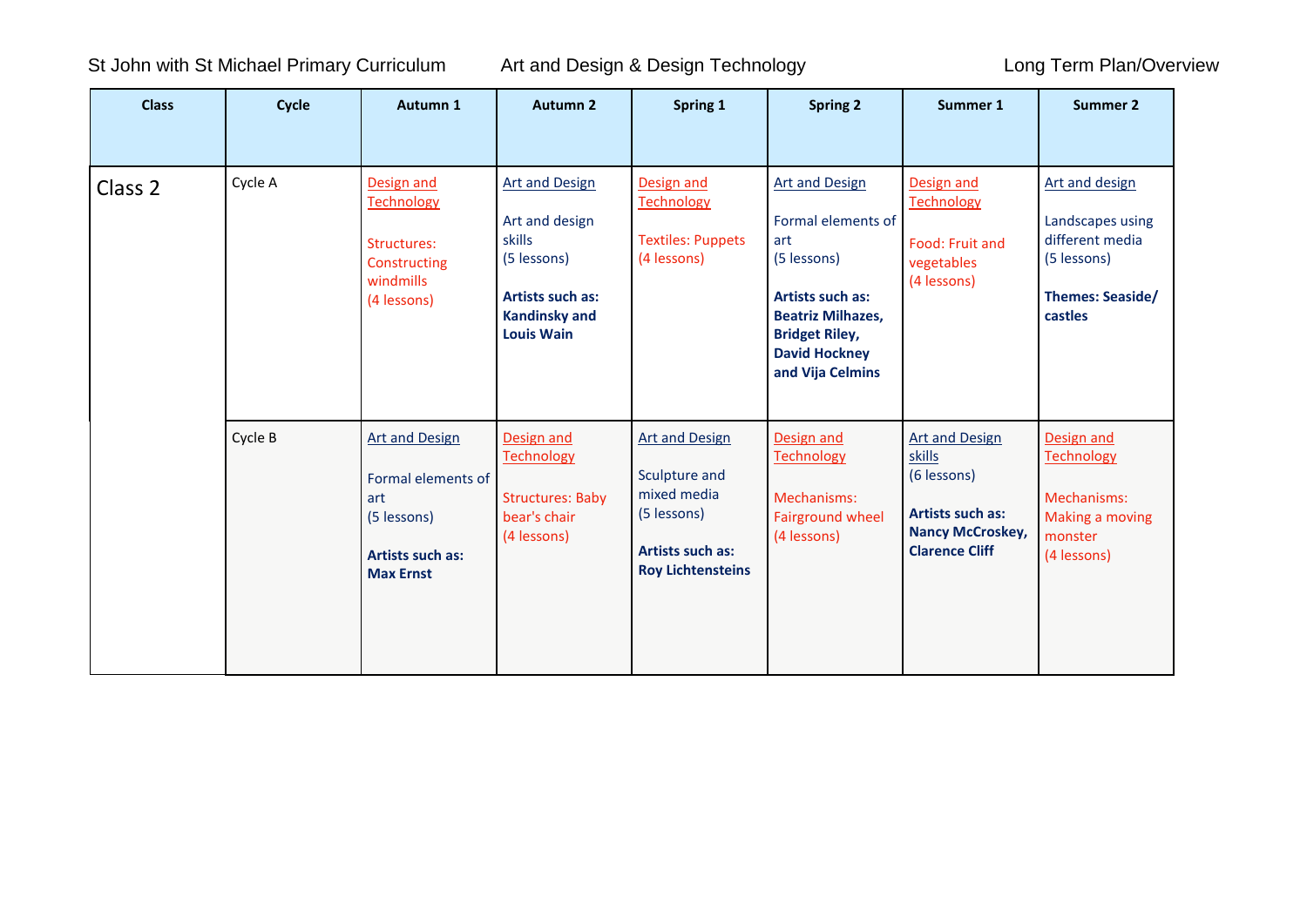St John with St Michael Primary Curriculum Art and Design & Design Technology Long Term Plan/Overview

| Class | Cycle | Autumn 1 | Autumn 2 | Spring 1 | Spring 2 | Summer 1 | Summer 2 |
|---|---|---|---|---|---|---|---|
| Class 2 | Cycle A | Design and Technology<br><br>Structures: Constructing windmills<br>(4 lessons) | Art and Design<br><br>Art and design skills<br>(5 lessons)<br><br>**Artists such as: Kandinsky and Louis Wain** | Design and Technology<br><br>Textiles: Puppets<br>(4 lessons) | Art and Design<br><br>Formal elements of art<br>(5 lessons)<br><br>**Artists such as: Beatriz Milhazes, Bridget Riley, David Hockney and Vija Celmins** | Design and Technology<br><br>Food: Fruit and vegetables<br>(4 lessons) | Art and design<br><br>Landscapes using different media<br>(5 lessons)<br><br>**Themes: Seaside/ castles** |
| | Cycle B | Art and Design<br><br>Formal elements of art<br>(5 lessons)<br><br>**Artists such as: Max Ernst** | Design and Technology<br><br>Structures: Baby bear's chair<br>(4 lessons) | Art and Design<br><br>Sculpture and mixed media<br>(5 lessons)<br><br>**Artists such as: Roy Lichtensteins** | Design and Technology<br><br>Mechanisms: Fairground wheel<br>(4 lessons) | Art and Design skills<br>(6 lessons)<br><br>**Artists such as: Nancy McCroskey, Clarence Cliff** | Design and Technology<br><br>Mechanisms: Making a moving monster<br>(4 lessons) |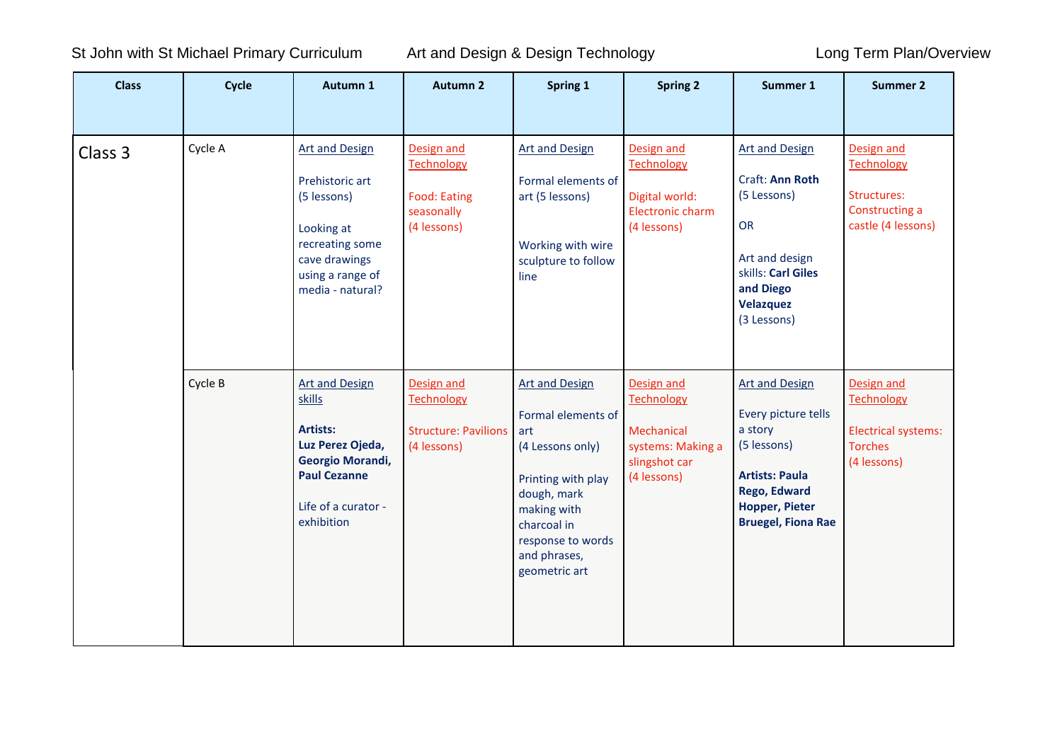St John with St Michael Primary Curriculum Art and Design & Design Technology Long Term Plan/Overview

| Class | Cycle | Autumn 1 | Autumn 2 | Spring 1 | Spring 2 | Summer 1 | Summer 2 |
|---|---|---|---|---|---|---|---|
| Class 3 | Cycle A | Art and Design<br><br>Prehistoric art (5 lessons)<br><br>Looking at recreating some cave drawings using a range of media - natural? | Design and Technology<br><br>Food: Eating seasonally (4 lessons) | Art and Design<br><br>Formal elements of art (5 lessons)<br><br>Working with wire sculpture to follow line | Design and Technology<br><br>Digital world: Electronic charm (4 lessons) | Art and Design<br><br>Craft: **Ann Roth** (5 Lessons)<br><br>OR<br><br>Art and design skills: **Carl Giles and Diego Velazquez** (3 Lessons) | Design and Technology<br><br>Structures: Constructing a castle (4 lessons) |
| | Cycle B | Art and Design skills<br><br>**Artists: Luz Perez Ojeda, Georgio Morandi, Paul Cezanne**<br><br>Life of a curator - exhibition | Design and Technology<br><br>Structure: Pavilions (4 lessons) | Art and Design<br><br>Formal elements of art (4 Lessons only)<br><br>Printing with play dough, mark making with charcoal in response to words and phrases, geometric art | Design and Technology<br><br>Mechanical systems: Making a slingshot car (4 lessons) | Art and Design<br><br>Every picture tells a story (5 lessons)<br><br>**Artists: Paula Rego, Edward Hopper, Pieter Bruegel, Fiona Rae** | Design and Technology<br><br>Electrical systems: Torches (4 lessons) |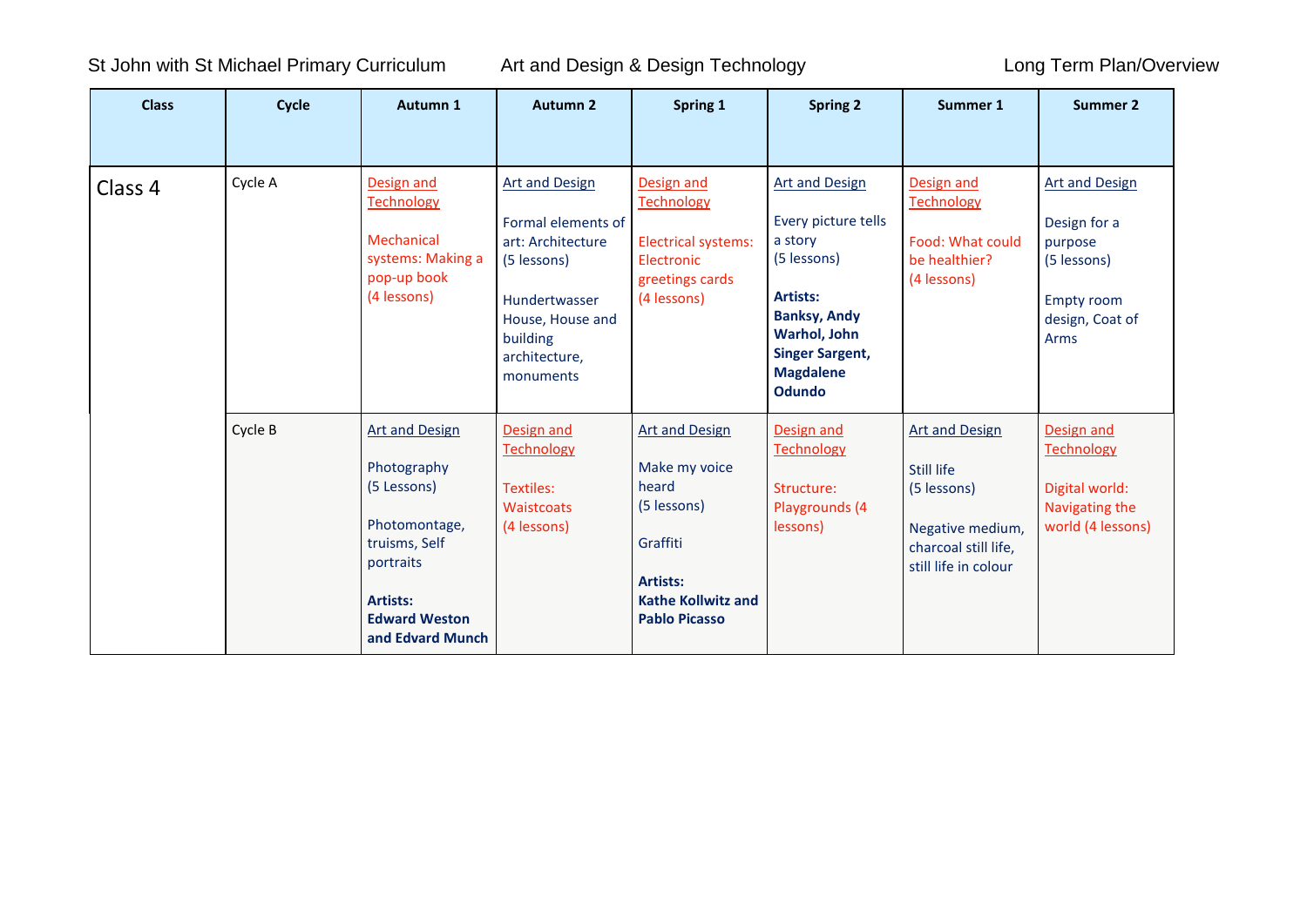St John with St Michael Primary Curriculum    Art and Design & Design Technology    Long Term Plan/Overview

| Class | Cycle | Autumn 1 | Autumn 2 | Spring 1 | Spring 2 | Summer 1 | Summer 2 |
|---|---|---|---|---|---|---|---|
| Class 4 | Cycle A | Design and Technology<br><br>Mechanical systems: Making a pop-up book<br>(4 lessons) | Art and Design<br><br>Formal elements of art: Architecture<br>(5 lessons)<br><br>Hundertwasser House, House and building architecture, monuments | Design and Technology<br><br>Electrical systems: Electronic greetings cards<br>(4 lessons) | Art and Design<br><br>Every picture tells a story<br>(5 lessons)<br><br>**Artists:**<br>**Banksy, Andy Warhol, John Singer Sargent, Magdalene Odundo** | Design and Technology<br><br>Food: What could be healthier?<br>(4 lessons) | Art and Design<br><br>Design for a purpose<br>(5 lessons)<br><br>Empty room design, Coat of Arms |
| | Cycle B | Art and Design<br><br>Photography<br>(5 Lessons)<br><br>Photomontage, truisms, Self portraits<br><br>**Artists:**<br>**Edward Weston and Edvard Munch** | Design and Technology<br><br>Textiles: Waistcoats<br>(4 lessons) | Art and Design<br><br>Make my voice heard<br>(5 lessons)<br><br>Graffiti<br><br>**Artists:**<br>**Kathe Kollwitz and Pablo Picasso** | Design and Technology<br><br>Structure: Playgrounds (4 lessons) | Art and Design<br><br>Still life<br>(5 lessons)<br><br>Negative medium, charcoal still life, still life in colour | Design and Technology<br><br>Digital world: Navigating the world (4 lessons) |